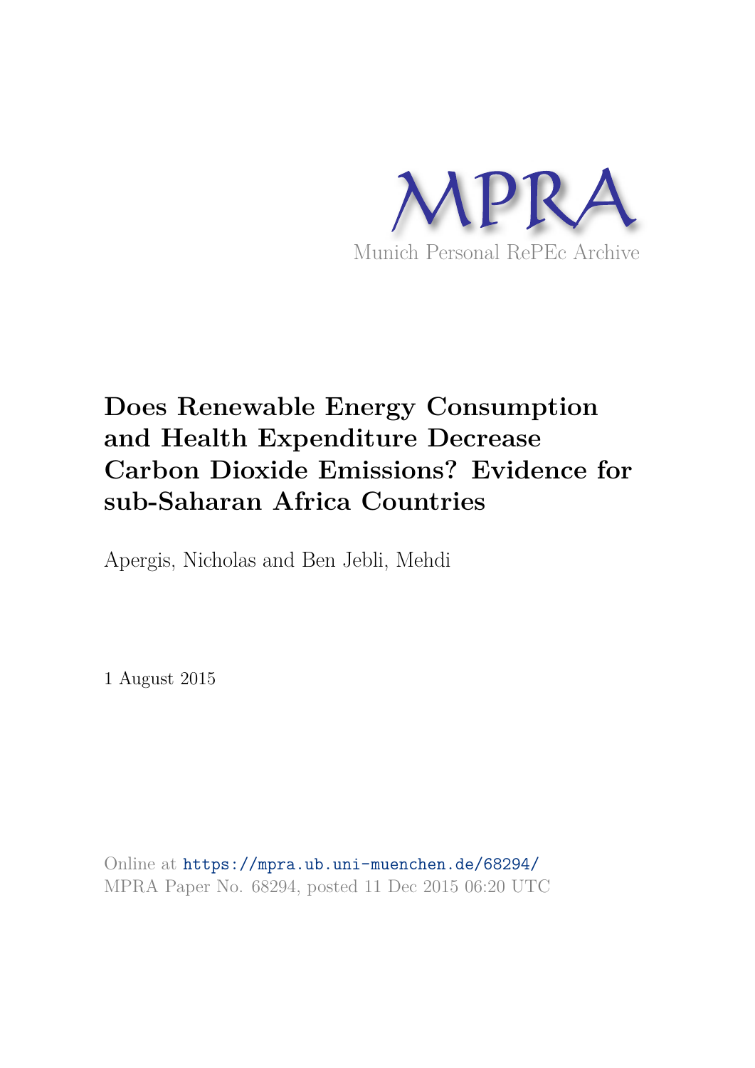MPRA

Munich Personal RePEc Archive

# Does Renewable Energy Consumption and Health Expenditure Decrease Carbon Dioxide Emissions? Evidence for sub-Saharan Africa Countries

Apergis, Nicholas and Ben Jebli, Mehdi

1 August 2015

Online at https://mpra.ub.uni-muenchen.de/68294/
MPRA Paper No. 68294, posted 11 Dec 2015 06:20 UTC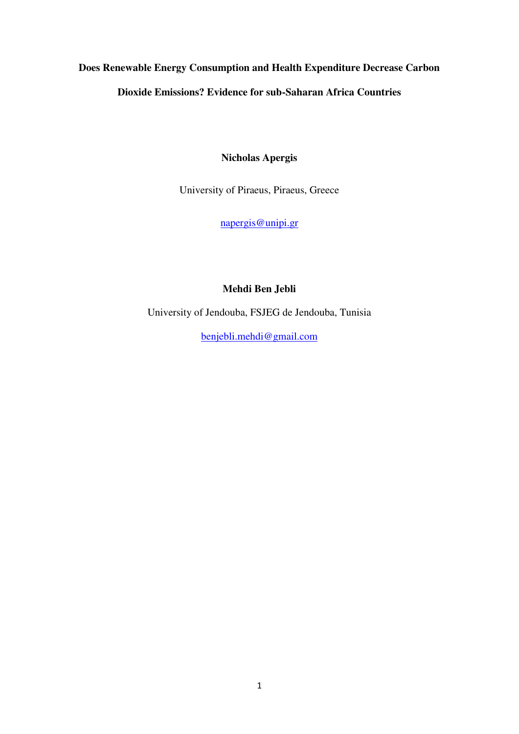**Does Renewable Energy Consumption and Health Expenditure Decrease Carbon Dioxide Emissions? Evidence for sub-Saharan Africa Countries**

**Nicholas Apergis**

University of Piraeus, Piraeus, Greece

napergis@unipi.gr

**Mehdi Ben Jebli**

University of Jendouba, FSJEG de Jendouba, Tunisia

benjebli.mehdi@gmail.com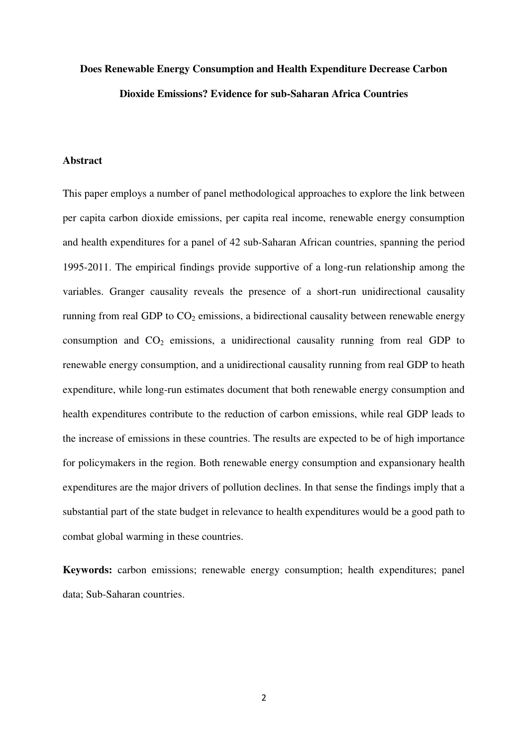# Does Renewable Energy Consumption and Health Expenditure Decrease Carbon Dioxide Emissions? Evidence for sub-Saharan Africa Countries

## Abstract

This paper employs a number of panel methodological approaches to explore the link between per capita carbon dioxide emissions, per capita real income, renewable energy consumption and health expenditures for a panel of 42 sub-Saharan African countries, spanning the period 1995-2011. The empirical findings provide supportive of a long-run relationship among the variables. Granger causality reveals the presence of a short-run unidirectional causality running from real GDP to $CO_2$ emissions, a bidirectional causality between renewable energy consumption and $CO_2$ emissions, a unidirectional causality running from real GDP to renewable energy consumption, and a unidirectional causality running from real GDP to heath expenditure, while long-run estimates document that both renewable energy consumption and health expenditures contribute to the reduction of carbon emissions, while real GDP leads to the increase of emissions in these countries. The results are expected to be of high importance for policymakers in the region. Both renewable energy consumption and expansionary health expenditures are the major drivers of pollution declines. In that sense the findings imply that a substantial part of the state budget in relevance to health expenditures would be a good path to combat global warming in these countries.

**Keywords:** carbon emissions; renewable energy consumption; health expenditures; panel data; Sub-Saharan countries.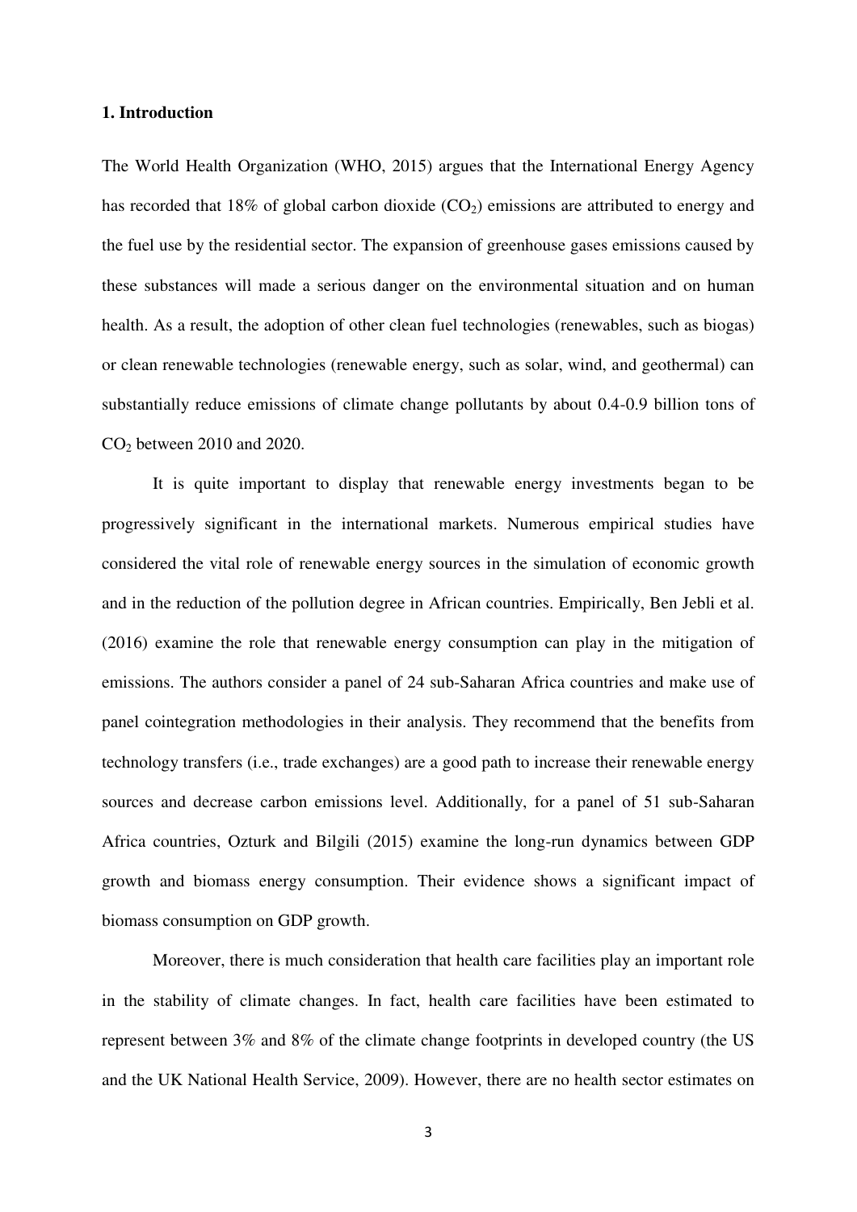## 1. Introduction

The World Health Organization (WHO, 2015) argues that the International Energy Agency has recorded that 18% of global carbon dioxide ($CO_2$) emissions are attributed to energy and the fuel use by the residential sector. The expansion of greenhouse gases emissions caused by these substances will made a serious danger on the environmental situation and on human health. As a result, the adoption of other clean fuel technologies (renewables, such as biogas) or clean renewable technologies (renewable energy, such as solar, wind, and geothermal) can substantially reduce emissions of climate change pollutants by about 0.4-0.9 billion tons of $CO_2$ between 2010 and 2020.

It is quite important to display that renewable energy investments began to be progressively significant in the international markets. Numerous empirical studies have considered the vital role of renewable energy sources in the simulation of economic growth and in the reduction of the pollution degree in African countries. Empirically, Ben Jebli et al. (2016) examine the role that renewable energy consumption can play in the mitigation of emissions. The authors consider a panel of 24 sub-Saharan Africa countries and make use of panel cointegration methodologies in their analysis. They recommend that the benefits from technology transfers (i.e., trade exchanges) are a good path to increase their renewable energy sources and decrease carbon emissions level. Additionally, for a panel of 51 sub-Saharan Africa countries, Ozturk and Bilgili (2015) examine the long-run dynamics between GDP growth and biomass energy consumption. Their evidence shows a significant impact of biomass consumption on GDP growth.

Moreover, there is much consideration that health care facilities play an important role in the stability of climate changes. In fact, health care facilities have been estimated to represent between 3% and 8% of the climate change footprints in developed country (the US and the UK National Health Service, 2009). However, there are no health sector estimates on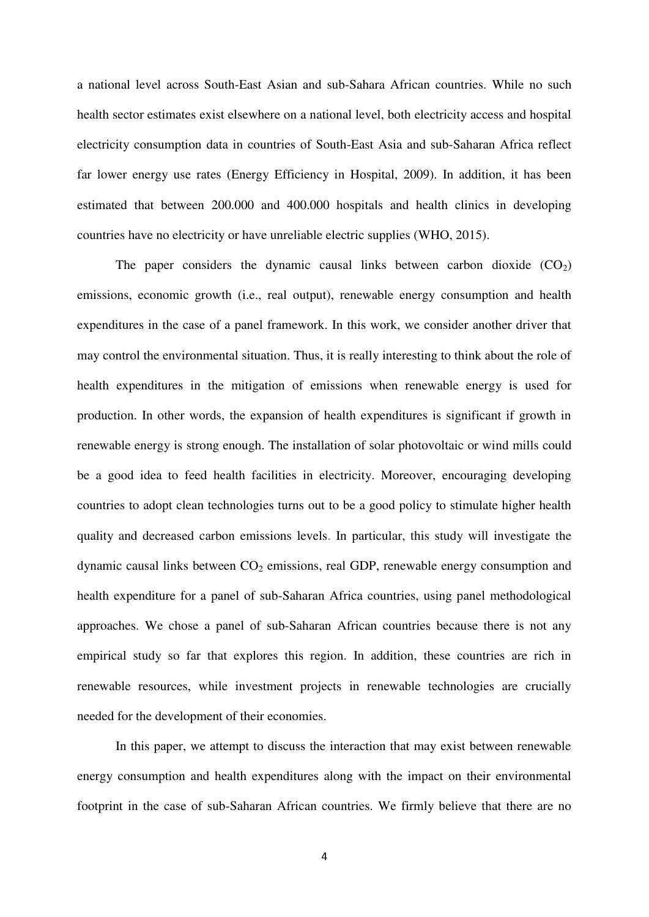a national level across South-East Asian and sub-Sahara African countries. While no such health sector estimates exist elsewhere on a national level, both electricity access and hospital electricity consumption data in countries of South-East Asia and sub-Saharan Africa reflect far lower energy use rates (Energy Efficiency in Hospital, 2009). In addition, it has been estimated that between 200.000 and 400.000 hospitals and health clinics in developing countries have no electricity or have unreliable electric supplies (WHO, 2015).

The paper considers the dynamic causal links between carbon dioxide ($CO_2$) emissions, economic growth (i.e., real output), renewable energy consumption and health expenditures in the case of a panel framework. In this work, we consider another driver that may control the environmental situation. Thus, it is really interesting to think about the role of health expenditures in the mitigation of emissions when renewable energy is used for production. In other words, the expansion of health expenditures is significant if growth in renewable energy is strong enough. The installation of solar photovoltaic or wind mills could be a good idea to feed health facilities in electricity. Moreover, encouraging developing countries to adopt clean technologies turns out to be a good policy to stimulate higher health quality and decreased carbon emissions levels. In particular, this study will investigate the dynamic causal links between $CO_2$ emissions, real GDP, renewable energy consumption and health expenditure for a panel of sub-Saharan Africa countries, using panel methodological approaches. We chose a panel of sub-Saharan African countries because there is not any empirical study so far that explores this region. In addition, these countries are rich in renewable resources, while investment projects in renewable technologies are crucially needed for the development of their economies.

In this paper, we attempt to discuss the interaction that may exist between renewable energy consumption and health expenditures along with the impact on their environmental footprint in the case of sub-Saharan African countries. We firmly believe that there are no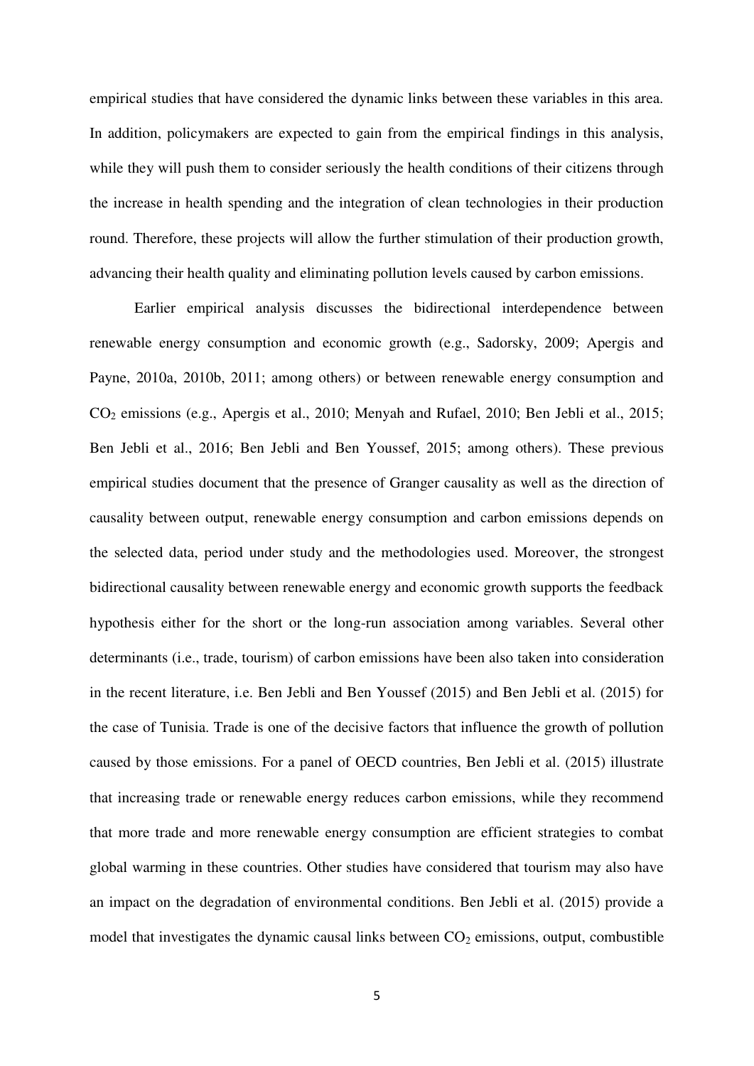empirical studies that have considered the dynamic links between these variables in this area. In addition, policymakers are expected to gain from the empirical findings in this analysis, while they will push them to consider seriously the health conditions of their citizens through the increase in health spending and the integration of clean technologies in their production round. Therefore, these projects will allow the further stimulation of their production growth, advancing their health quality and eliminating pollution levels caused by carbon emissions.

Earlier empirical analysis discusses the bidirectional interdependence between renewable energy consumption and economic growth (e.g., Sadorsky, 2009; Apergis and Payne, 2010a, 2010b, 2011; among others) or between renewable energy consumption and $CO_2$ emissions (e.g., Apergis et al., 2010; Menyah and Rufael, 2010; Ben Jebli et al., 2015; Ben Jebli et al., 2016; Ben Jebli and Ben Youssef, 2015; among others). These previous empirical studies document that the presence of Granger causality as well as the direction of causality between output, renewable energy consumption and carbon emissions depends on the selected data, period under study and the methodologies used. Moreover, the strongest bidirectional causality between renewable energy and economic growth supports the feedback hypothesis either for the short or the long-run association among variables. Several other determinants (i.e., trade, tourism) of carbon emissions have been also taken into consideration in the recent literature, i.e. Ben Jebli and Ben Youssef (2015) and Ben Jebli et al. (2015) for the case of Tunisia. Trade is one of the decisive factors that influence the growth of pollution caused by those emissions. For a panel of OECD countries, Ben Jebli et al. (2015) illustrate that increasing trade or renewable energy reduces carbon emissions, while they recommend that more trade and more renewable energy consumption are efficient strategies to combat global warming in these countries. Other studies have considered that tourism may also have an impact on the degradation of environmental conditions. Ben Jebli et al. (2015) provide a model that investigates the dynamic causal links between $CO_2$ emissions, output, combustible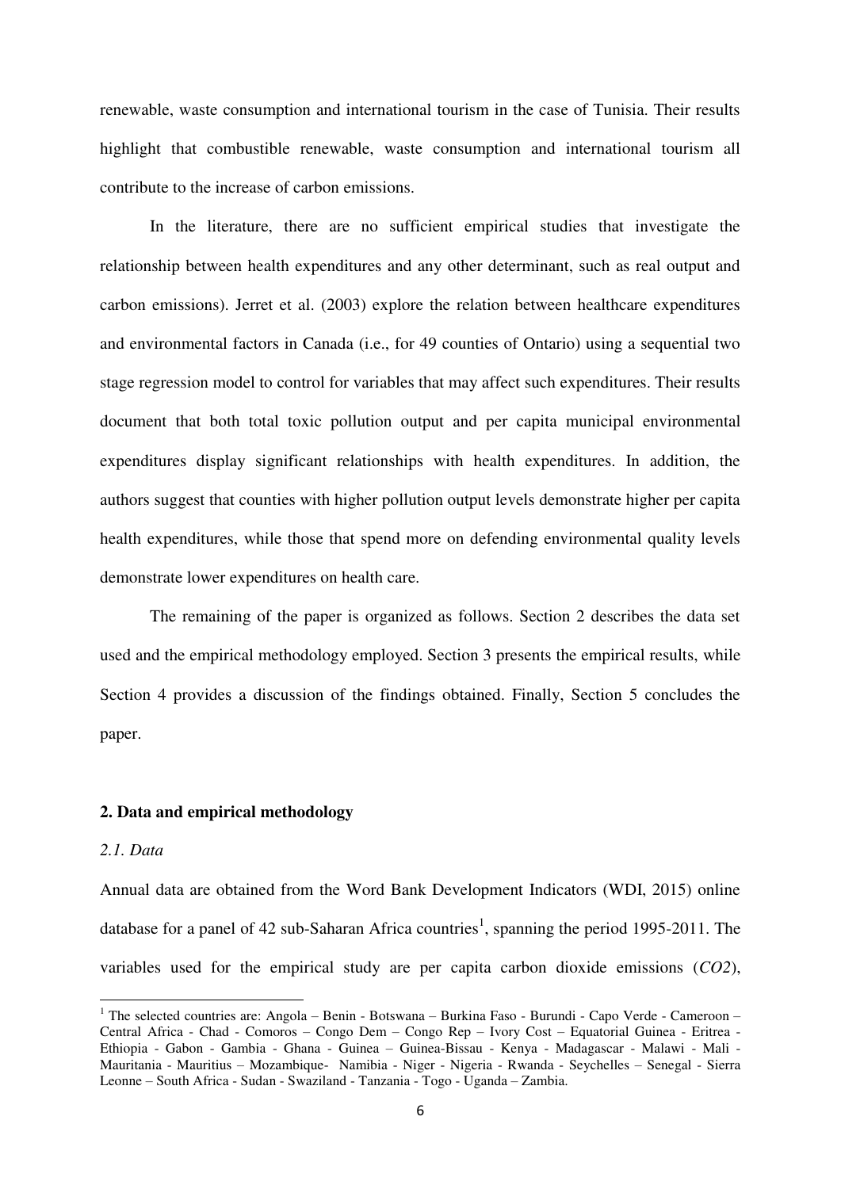renewable, waste consumption and international tourism in the case of Tunisia. Their results highlight that combustible renewable, waste consumption and international tourism all contribute to the increase of carbon emissions.

In the literature, there are no sufficient empirical studies that investigate the relationship between health expenditures and any other determinant, such as real output and carbon emissions). Jerret et al. (2003) explore the relation between healthcare expenditures and environmental factors in Canada (i.e., for 49 counties of Ontario) using a sequential two stage regression model to control for variables that may affect such expenditures. Their results document that both total toxic pollution output and per capita municipal environmental expenditures display significant relationships with health expenditures. In addition, the authors suggest that counties with higher pollution output levels demonstrate higher per capita health expenditures, while those that spend more on defending environmental quality levels demonstrate lower expenditures on health care.

The remaining of the paper is organized as follows. Section 2 describes the data set used and the empirical methodology employed. Section 3 presents the empirical results, while Section 4 provides a discussion of the findings obtained. Finally, Section 5 concludes the paper.

## 2. Data and empirical methodology

### *2.1. Data*

Annual data are obtained from the Word Bank Development Indicators (WDI, 2015) online database for a panel of 42 sub-Saharan Africa countries[1], spanning the period 1995-2011. The variables used for the empirical study are per capita carbon dioxide emissions (*CO2*),

[1] The selected countries are: Angola – Benin - Botswana – Burkina Faso - Burundi - Capo Verde - Cameroon – Central Africa - Chad - Comoros – Congo Dem – Congo Rep – Ivory Cost – Equatorial Guinea - Eritrea - Ethiopia - Gabon - Gambia - Ghana - Guinea – Guinea-Bissau - Kenya - Madagascar - Malawi - Mali - Mauritania - Mauritius – Mozambique- Namibia - Niger - Nigeria - Rwanda - Seychelles – Senegal - Sierra Leonne – South Africa - Sudan - Swaziland - Tanzania - Togo - Uganda – Zambia.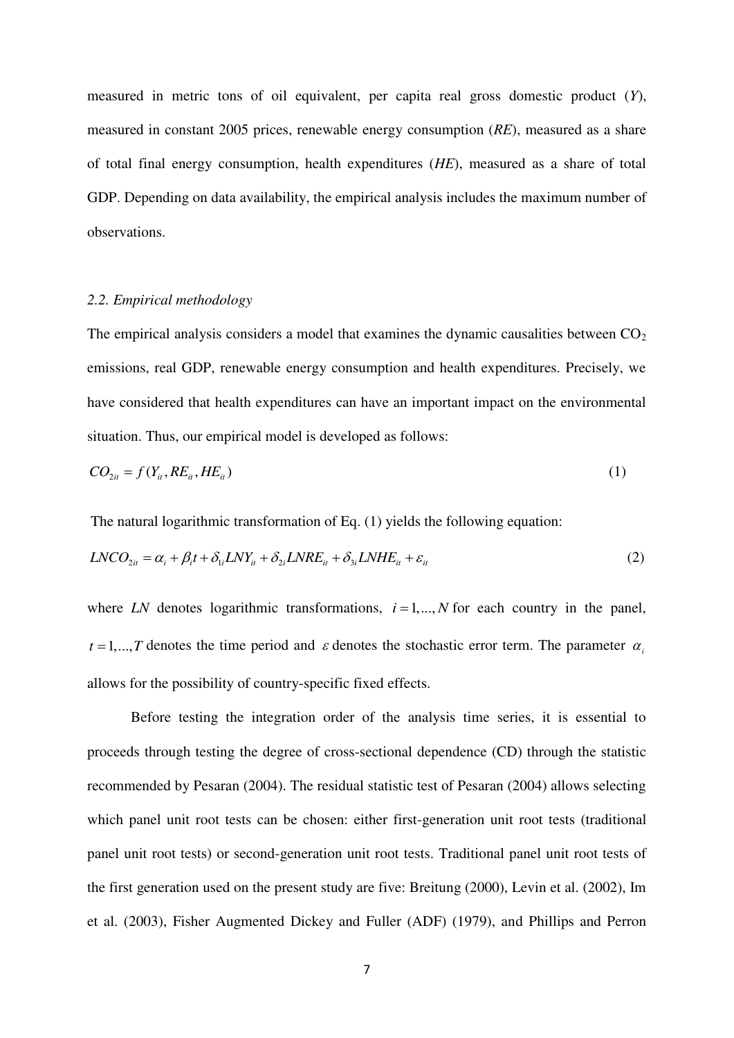measured in metric tons of oil equivalent, per capita real gross domestic product (*Y*), measured in constant 2005 prices, renewable energy consumption (*RE*), measured as a share of total final energy consumption, health expenditures (*HE*), measured as a share of total GDP. Depending on data availability, the empirical analysis includes the maximum number of observations.

### *2.2. Empirical methodology*

The empirical analysis considers a model that examines the dynamic causalities between $CO_2$ emissions, real GDP, renewable energy consumption and health expenditures. Precisely, we have considered that health expenditures can have an important impact on the environmental situation. Thus, our empirical model is developed as follows:

$$CO_{2it} = f(Y_{it}, RE_{it}, HE_{it}) \tag{1}$$

The natural logarithmic transformation of Eq. (1) yields the following equation:

$$LNCO_{2it} = \alpha_i + \beta_i t + \delta_{1i} LNY_{it} + \delta_{2i} LNRE_{it} + \delta_{3i} LNHE_{it} + \varepsilon_{it} \tag{2}$$

where *LN* denotes logarithmic transformations, $i = 1,...,N$ for each country in the panel, $t = 1,...,T$ denotes the time period and $\varepsilon$ denotes the stochastic error term. The parameter $\alpha_i$ allows for the possibility of country-specific fixed effects.

Before testing the integration order of the analysis time series, it is essential to proceeds through testing the degree of cross-sectional dependence (CD) through the statistic recommended by Pesaran (2004). The residual statistic test of Pesaran (2004) allows selecting which panel unit root tests can be chosen: either first-generation unit root tests (traditional panel unit root tests) or second-generation unit root tests. Traditional panel unit root tests of the first generation used on the present study are five: Breitung (2000), Levin et al. (2002), Im et al. (2003), Fisher Augmented Dickey and Fuller (ADF) (1979), and Phillips and Perron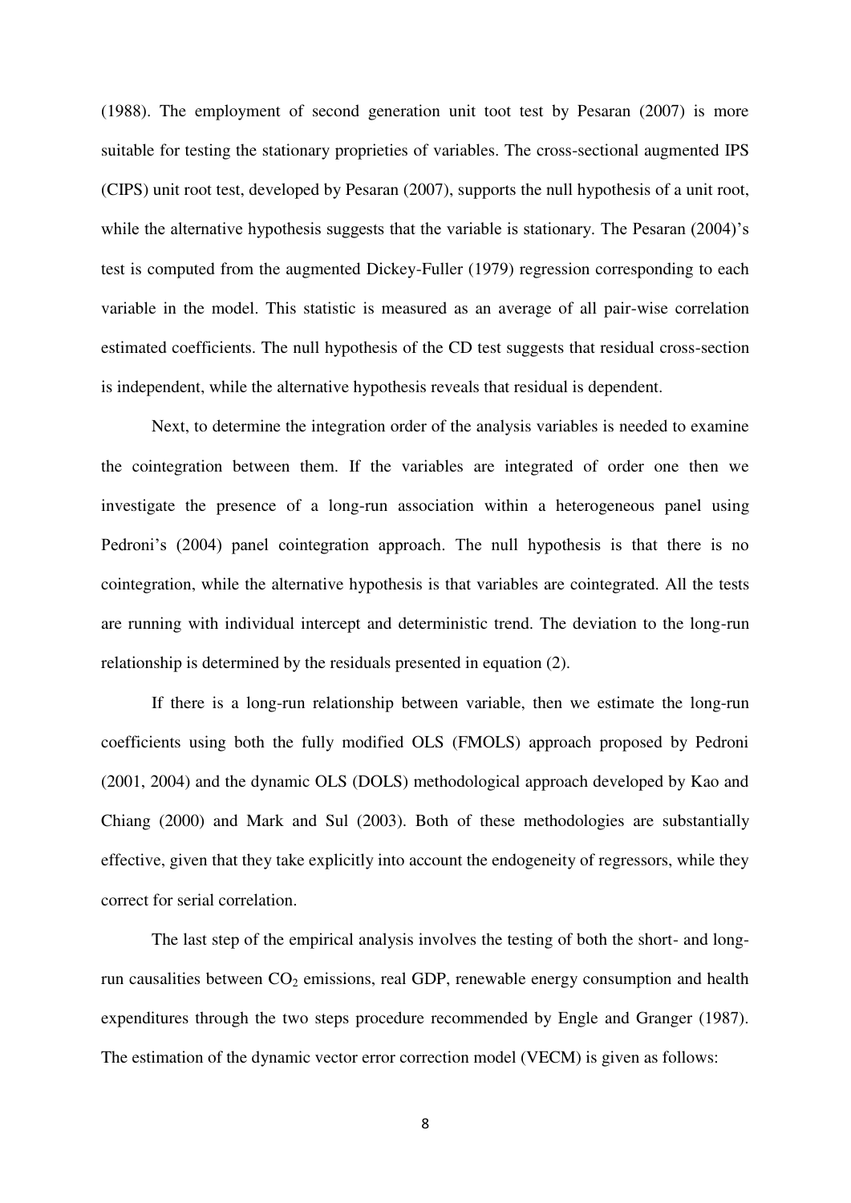(1988). The employment of second generation unit toot test by Pesaran (2007) is more suitable for testing the stationary proprieties of variables. The cross-sectional augmented IPS (CIPS) unit root test, developed by Pesaran (2007), supports the null hypothesis of a unit root, while the alternative hypothesis suggests that the variable is stationary. The Pesaran (2004)'s test is computed from the augmented Dickey-Fuller (1979) regression corresponding to each variable in the model. This statistic is measured as an average of all pair-wise correlation estimated coefficients. The null hypothesis of the CD test suggests that residual cross-section is independent, while the alternative hypothesis reveals that residual is dependent.

Next, to determine the integration order of the analysis variables is needed to examine the cointegration between them. If the variables are integrated of order one then we investigate the presence of a long-run association within a heterogeneous panel using Pedroni's (2004) panel cointegration approach. The null hypothesis is that there is no cointegration, while the alternative hypothesis is that variables are cointegrated. All the tests are running with individual intercept and deterministic trend. The deviation to the long-run relationship is determined by the residuals presented in equation (2).

If there is a long-run relationship between variable, then we estimate the long-run coefficients using both the fully modified OLS (FMOLS) approach proposed by Pedroni (2001, 2004) and the dynamic OLS (DOLS) methodological approach developed by Kao and Chiang (2000) and Mark and Sul (2003). Both of these methodologies are substantially effective, given that they take explicitly into account the endogeneity of regressors, while they correct for serial correlation.

The last step of the empirical analysis involves the testing of both the short- and long-run causalities between $CO_2$ emissions, real GDP, renewable energy consumption and health expenditures through the two steps procedure recommended by Engle and Granger (1987). The estimation of the dynamic vector error correction model (VECM) is given as follows: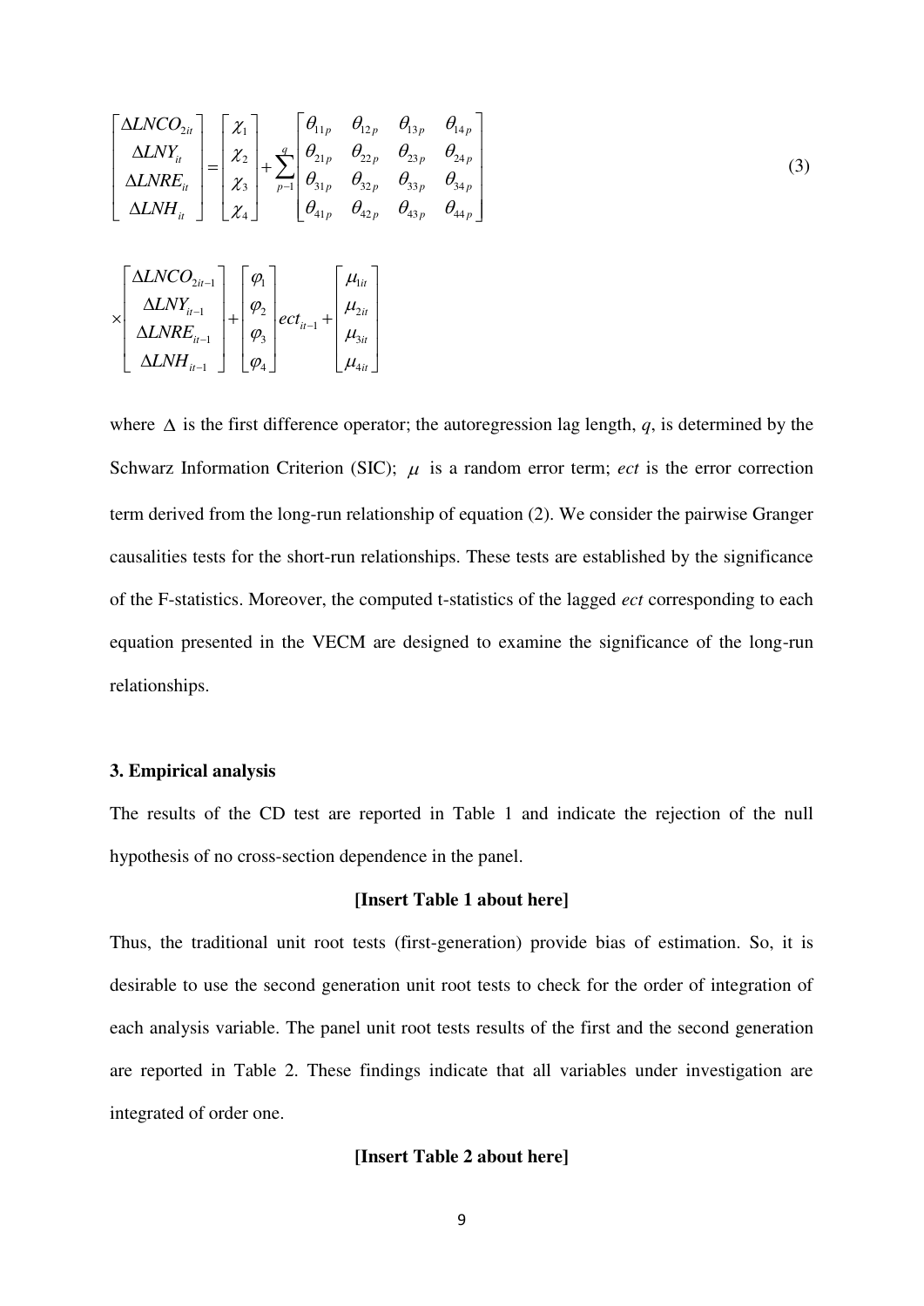$$
\begin{bmatrix} \Delta LNCO_{2it} \\ \Delta LNY_{it} \\ \Delta LNRE_{it} \\ \Delta LNH_{it} \end{bmatrix} = \begin{bmatrix} \chi_1 \\ \chi_2 \\ \chi_3 \\ \chi_4 \end{bmatrix} + \sum_{p-1}^{q} \begin{bmatrix} \theta_{11p} & \theta_{12p} & \theta_{13p} & \theta_{14p} \\ \theta_{21p} & \theta_{22p} & \theta_{23p} & \theta_{24p} \\ \theta_{31p} & \theta_{32p} & \theta_{33p} & \theta_{34p} \\ \theta_{41p} & \theta_{42p} & \theta_{43p} & \theta_{44p} \end{bmatrix} \tag{3}
$$

$$
\times \begin{bmatrix} \Delta LNCO_{2it-1} \\ \Delta LNY_{it-1} \\ \Delta LNRE_{it-1} \\ \Delta LNH_{it-1} \end{bmatrix} + \begin{bmatrix} \varphi_1 \\ \varphi_2 \\ \varphi_3 \\ \varphi_4 \end{bmatrix} ect_{it-1} + \begin{bmatrix} \mu_{1it} \\ \mu_{2it} \\ \mu_{3it} \\ \mu_{4it} \end{bmatrix}
$$

where $\Delta$ is the first difference operator; the autoregression lag length, *q*, is determined by the Schwarz Information Criterion (SIC); $\mu$ is a random error term; *ect* is the error correction term derived from the long-run relationship of equation (2). We consider the pairwise Granger causalities tests for the short-run relationships. These tests are established by the significance of the F-statistics. Moreover, the computed t-statistics of the lagged *ect* corresponding to each equation presented in the VECM are designed to examine the significance of the long-run relationships.

### 3. Empirical analysis

The results of the CD test are reported in Table 1 and indicate the rejection of the null hypothesis of no cross-section dependence in the panel.

**[Insert Table 1 about here]**

Thus, the traditional unit root tests (first-generation) provide bias of estimation. So, it is desirable to use the second generation unit root tests to check for the order of integration of each analysis variable. The panel unit root tests results of the first and the second generation are reported in Table 2. These findings indicate that all variables under investigation are integrated of order one.

**[Insert Table 2 about here]**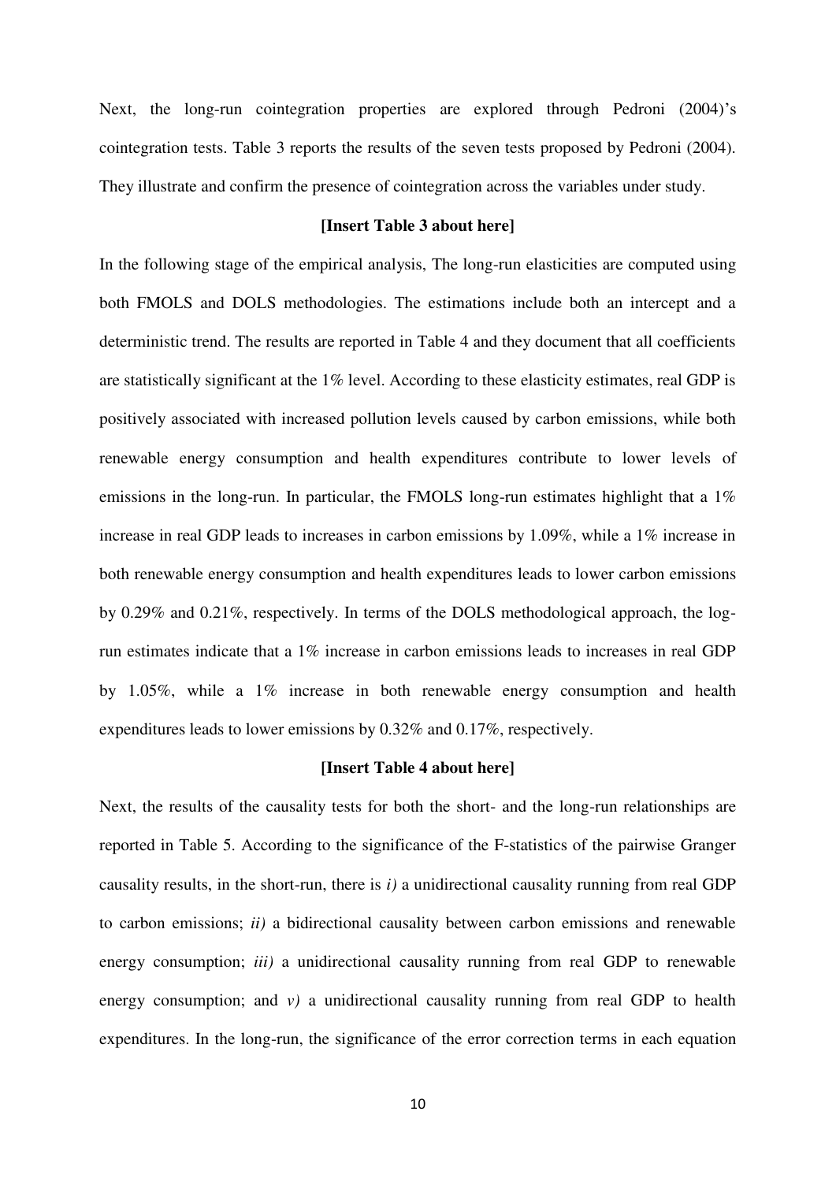Next, the long-run cointegration properties are explored through Pedroni (2004)'s cointegration tests. Table 3 reports the results of the seven tests proposed by Pedroni (2004). They illustrate and confirm the presence of cointegration across the variables under study.

**[Insert Table 3 about here]**

In the following stage of the empirical analysis, The long-run elasticities are computed using both FMOLS and DOLS methodologies. The estimations include both an intercept and a deterministic trend. The results are reported in Table 4 and they document that all coefficients are statistically significant at the 1% level. According to these elasticity estimates, real GDP is positively associated with increased pollution levels caused by carbon emissions, while both renewable energy consumption and health expenditures contribute to lower levels of emissions in the long-run. In particular, the FMOLS long-run estimates highlight that a 1% increase in real GDP leads to increases in carbon emissions by 1.09%, while a 1% increase in both renewable energy consumption and health expenditures leads to lower carbon emissions by 0.29% and 0.21%, respectively. In terms of the DOLS methodological approach, the log-run estimates indicate that a 1% increase in carbon emissions leads to increases in real GDP by 1.05%, while a 1% increase in both renewable energy consumption and health expenditures leads to lower emissions by 0.32% and 0.17%, respectively.

**[Insert Table 4 about here]**

Next, the results of the causality tests for both the short- and the long-run relationships are reported in Table 5. According to the significance of the F-statistics of the pairwise Granger causality results, in the short-run, there is *i)* a unidirectional causality running from real GDP to carbon emissions; *ii)* a bidirectional causality between carbon emissions and renewable energy consumption; *iii)* a unidirectional causality running from real GDP to renewable energy consumption; and *v)* a unidirectional causality running from real GDP to health expenditures. In the long-run, the significance of the error correction terms in each equation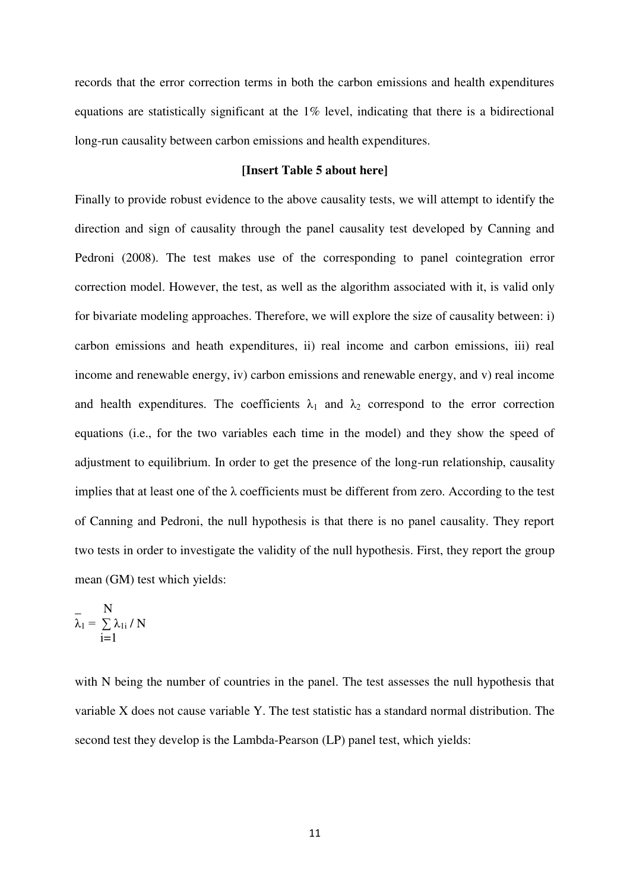records that the error correction terms in both the carbon emissions and health expenditures equations are statistically significant at the 1% level, indicating that there is a bidirectional long-run causality between carbon emissions and health expenditures.

**[Insert Table 5 about here]**

Finally to provide robust evidence to the above causality tests, we will attempt to identify the direction and sign of causality through the panel causality test developed by Canning and Pedroni (2008). The test makes use of the corresponding to panel cointegration error correction model. However, the test, as well as the algorithm associated with it, is valid only for bivariate modeling approaches. Therefore, we will explore the size of causality between: i) carbon emissions and heath expenditures, ii) real income and carbon emissions, iii) real income and renewable energy, iv) carbon emissions and renewable energy, and v) real income and health expenditures. The coefficients $\lambda_1$ and $\lambda_2$ correspond to the error correction equations (i.e., for the two variables each time in the model) and they show the speed of adjustment to equilibrium. In order to get the presence of the long-run relationship, causality implies that at least one of the λ coefficients must be different from zero. According to the test of Canning and Pedroni, the null hypothesis is that there is no panel causality. They report two tests in order to investigate the validity of the null hypothesis. First, they report the group mean (GM) test which yields:

$$\bar{\lambda}_1 = \sum_{i=1}^{N} \lambda_{1i} / N$$

with N being the number of countries in the panel. The test assesses the null hypothesis that variable X does not cause variable Y. The test statistic has a standard normal distribution. The second test they develop is the Lambda-Pearson (LP) panel test, which yields: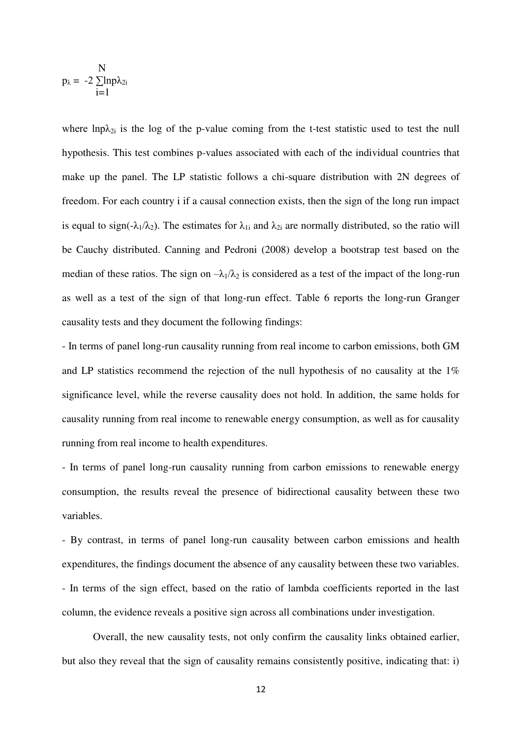$$p_{\lambda} = -2\sum_{i=1}^{N} \ln p\lambda_{2i}$$

where $\ln p\lambda_{2i}$ is the log of the p-value coming from the t-test statistic used to test the null hypothesis. This test combines p-values associated with each of the individual countries that make up the panel. The LP statistic follows a chi-square distribution with 2N degrees of freedom. For each country i if a causal connection exists, then the sign of the long run impact is equal to sign($-\lambda_1/\lambda_2$). The estimates for $\lambda_{1i}$ and $\lambda_{2i}$ are normally distributed, so the ratio will be Cauchy distributed. Canning and Pedroni (2008) develop a bootstrap test based on the median of these ratios. The sign on $-\lambda_1/\lambda_2$ is considered as a test of the impact of the long-run as well as a test of the sign of that long-run effect. Table 6 reports the long-run Granger causality tests and they document the following findings:

- In terms of panel long-run causality running from real income to carbon emissions, both GM and LP statistics recommend the rejection of the null hypothesis of no causality at the 1% significance level, while the reverse causality does not hold. In addition, the same holds for causality running from real income to renewable energy consumption, as well as for causality running from real income to health expenditures.
- In terms of panel long-run causality running from carbon emissions to renewable energy consumption, the results reveal the presence of bidirectional causality between these two variables.
- By contrast, in terms of panel long-run causality between carbon emissions and health expenditures, the findings document the absence of any causality between these two variables.
- In terms of the sign effect, based on the ratio of lambda coefficients reported in the last column, the evidence reveals a positive sign across all combinations under investigation.

Overall, the new causality tests, not only confirm the causality links obtained earlier, but also they reveal that the sign of causality remains consistently positive, indicating that: i)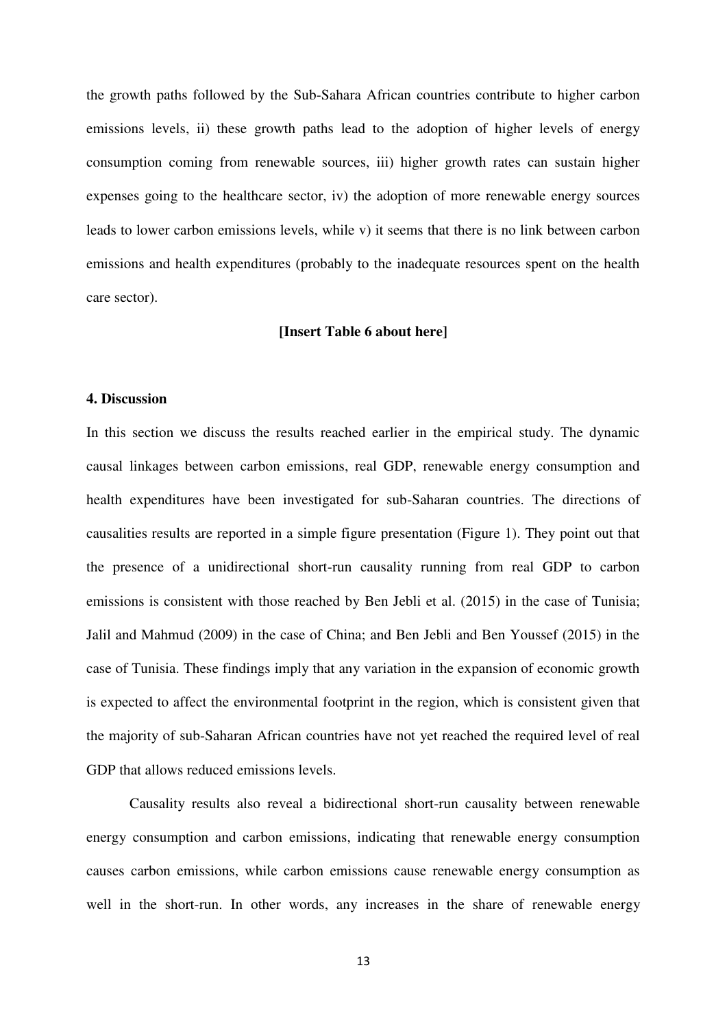the growth paths followed by the Sub-Sahara African countries contribute to higher carbon emissions levels, ii) these growth paths lead to the adoption of higher levels of energy consumption coming from renewable sources, iii) higher growth rates can sustain higher expenses going to the healthcare sector, iv) the adoption of more renewable energy sources leads to lower carbon emissions levels, while v) it seems that there is no link between carbon emissions and health expenditures (probably to the inadequate resources spent on the health care sector).

**[Insert Table 6 about here]**

## 4. Discussion

In this section we discuss the results reached earlier in the empirical study. The dynamic causal linkages between carbon emissions, real GDP, renewable energy consumption and health expenditures have been investigated for sub-Saharan countries. The directions of causalities results are reported in a simple figure presentation (Figure 1). They point out that the presence of a unidirectional short-run causality running from real GDP to carbon emissions is consistent with those reached by Ben Jebli et al. (2015) in the case of Tunisia; Jalil and Mahmud (2009) in the case of China; and Ben Jebli and Ben Youssef (2015) in the case of Tunisia. These findings imply that any variation in the expansion of economic growth is expected to affect the environmental footprint in the region, which is consistent given that the majority of sub-Saharan African countries have not yet reached the required level of real GDP that allows reduced emissions levels.

Causality results also reveal a bidirectional short-run causality between renewable energy consumption and carbon emissions, indicating that renewable energy consumption causes carbon emissions, while carbon emissions cause renewable energy consumption as well in the short-run. In other words, any increases in the share of renewable energy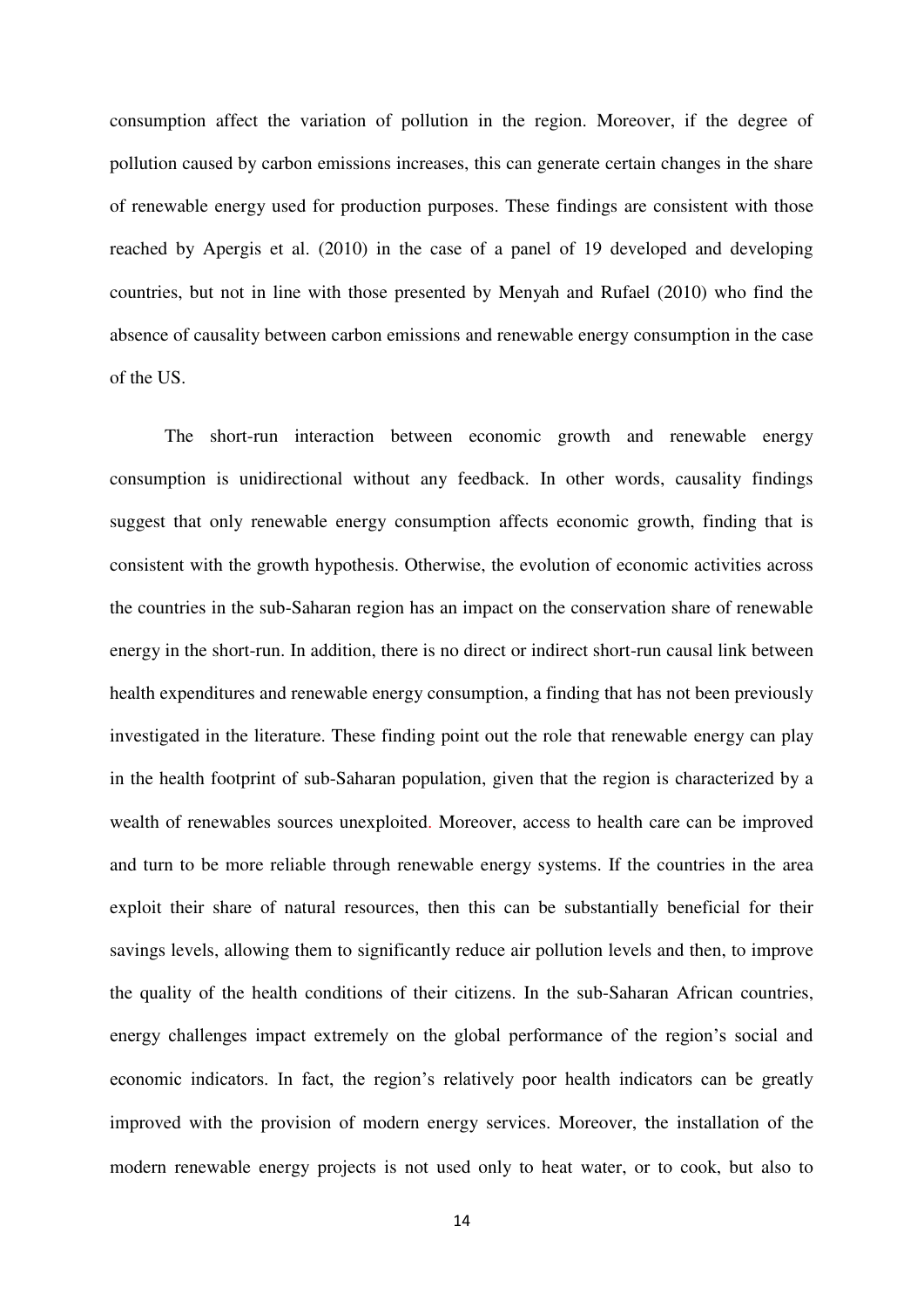consumption affect the variation of pollution in the region. Moreover, if the degree of pollution caused by carbon emissions increases, this can generate certain changes in the share of renewable energy used for production purposes. These findings are consistent with those reached by Apergis et al. (2010) in the case of a panel of 19 developed and developing countries, but not in line with those presented by Menyah and Rufael (2010) who find the absence of causality between carbon emissions and renewable energy consumption in the case of the US.

The short-run interaction between economic growth and renewable energy consumption is unidirectional without any feedback. In other words, causality findings suggest that only renewable energy consumption affects economic growth, finding that is consistent with the growth hypothesis. Otherwise, the evolution of economic activities across the countries in the sub-Saharan region has an impact on the conservation share of renewable energy in the short-run. In addition, there is no direct or indirect short-run causal link between health expenditures and renewable energy consumption, a finding that has not been previously investigated in the literature. These finding point out the role that renewable energy can play in the health footprint of sub-Saharan population, given that the region is characterized by a wealth of renewables sources unexploited. Moreover, access to health care can be improved and turn to be more reliable through renewable energy systems. If the countries in the area exploit their share of natural resources, then this can be substantially beneficial for their savings levels, allowing them to significantly reduce air pollution levels and then, to improve the quality of the health conditions of their citizens. In the sub-Saharan African countries, energy challenges impact extremely on the global performance of the region's social and economic indicators. In fact, the region's relatively poor health indicators can be greatly improved with the provision of modern energy services. Moreover, the installation of the modern renewable energy projects is not used only to heat water, or to cook, but also to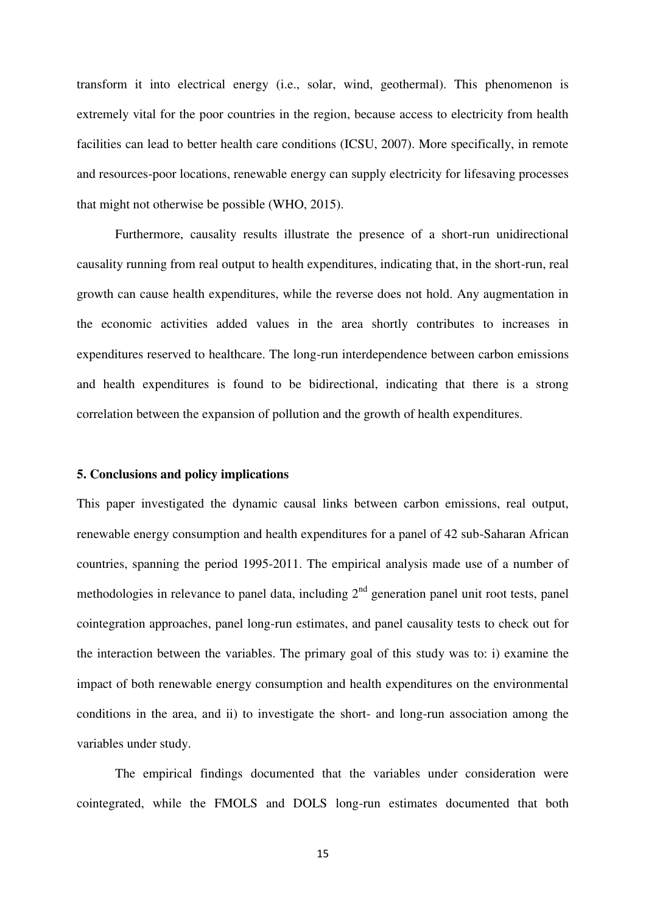transform it into electrical energy (i.e., solar, wind, geothermal). This phenomenon is extremely vital for the poor countries in the region, because access to electricity from health facilities can lead to better health care conditions (ICSU, 2007). More specifically, in remote and resources-poor locations, renewable energy can supply electricity for lifesaving processes that might not otherwise be possible (WHO, 2015).

Furthermore, causality results illustrate the presence of a short-run unidirectional causality running from real output to health expenditures, indicating that, in the short-run, real growth can cause health expenditures, while the reverse does not hold. Any augmentation in the economic activities added values in the area shortly contributes to increases in expenditures reserved to healthcare. The long-run interdependence between carbon emissions and health expenditures is found to be bidirectional, indicating that there is a strong correlation between the expansion of pollution and the growth of health expenditures.

**5. Conclusions and policy implications**

This paper investigated the dynamic causal links between carbon emissions, real output, renewable energy consumption and health expenditures for a panel of 42 sub-Saharan African countries, spanning the period 1995-2011. The empirical analysis made use of a number of methodologies in relevance to panel data, including 2nd generation panel unit root tests, panel cointegration approaches, panel long-run estimates, and panel causality tests to check out for the interaction between the variables. The primary goal of this study was to: i) examine the impact of both renewable energy consumption and health expenditures on the environmental conditions in the area, and ii) to investigate the short- and long-run association among the variables under study.

The empirical findings documented that the variables under consideration were cointegrated, while the FMOLS and DOLS long-run estimates documented that both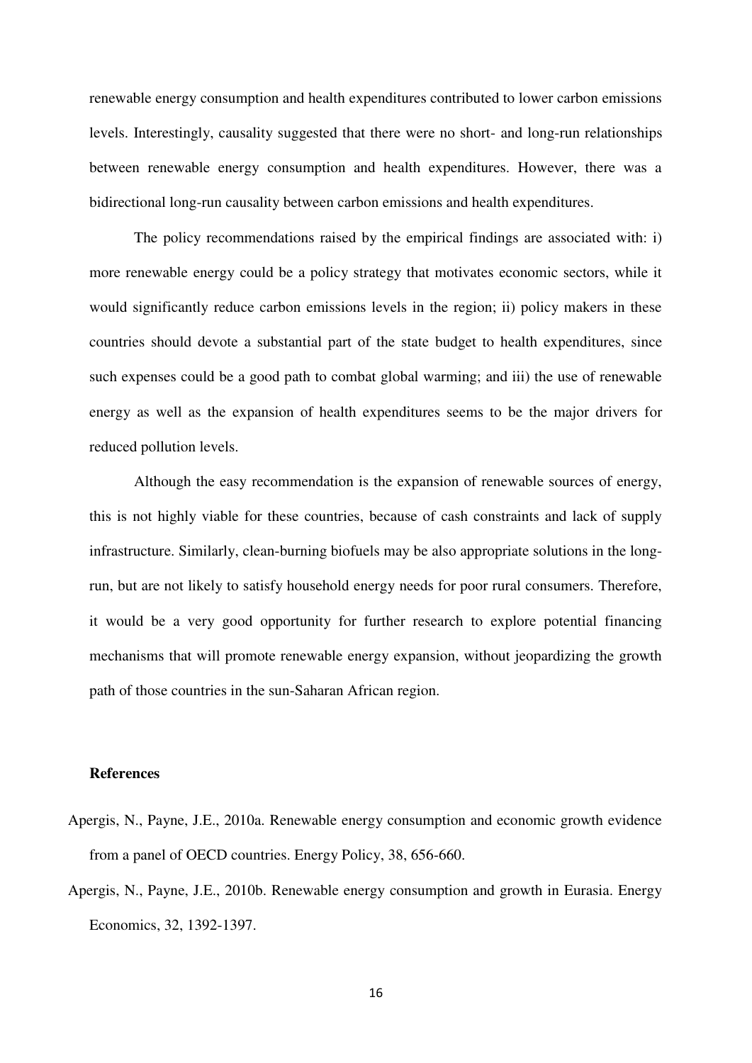renewable energy consumption and health expenditures contributed to lower carbon emissions levels. Interestingly, causality suggested that there were no short- and long-run relationships between renewable energy consumption and health expenditures. However, there was a bidirectional long-run causality between carbon emissions and health expenditures.

The policy recommendations raised by the empirical findings are associated with: i) more renewable energy could be a policy strategy that motivates economic sectors, while it would significantly reduce carbon emissions levels in the region; ii) policy makers in these countries should devote a substantial part of the state budget to health expenditures, since such expenses could be a good path to combat global warming; and iii) the use of renewable energy as well as the expansion of health expenditures seems to be the major drivers for reduced pollution levels.

Although the easy recommendation is the expansion of renewable sources of energy, this is not highly viable for these countries, because of cash constraints and lack of supply infrastructure. Similarly, clean-burning biofuels may be also appropriate solutions in the long-run, but are not likely to satisfy household energy needs for poor rural consumers. Therefore, it would be a very good opportunity for further research to explore potential financing mechanisms that will promote renewable energy expansion, without jeopardizing the growth path of those countries in the sun-Saharan African region.

**References**

Apergis, N., Payne, J.E., 2010a. Renewable energy consumption and economic growth evidence from a panel of OECD countries. Energy Policy, 38, 656-660.

Apergis, N., Payne, J.E., 2010b. Renewable energy consumption and growth in Eurasia. Energy Economics, 32, 1392-1397.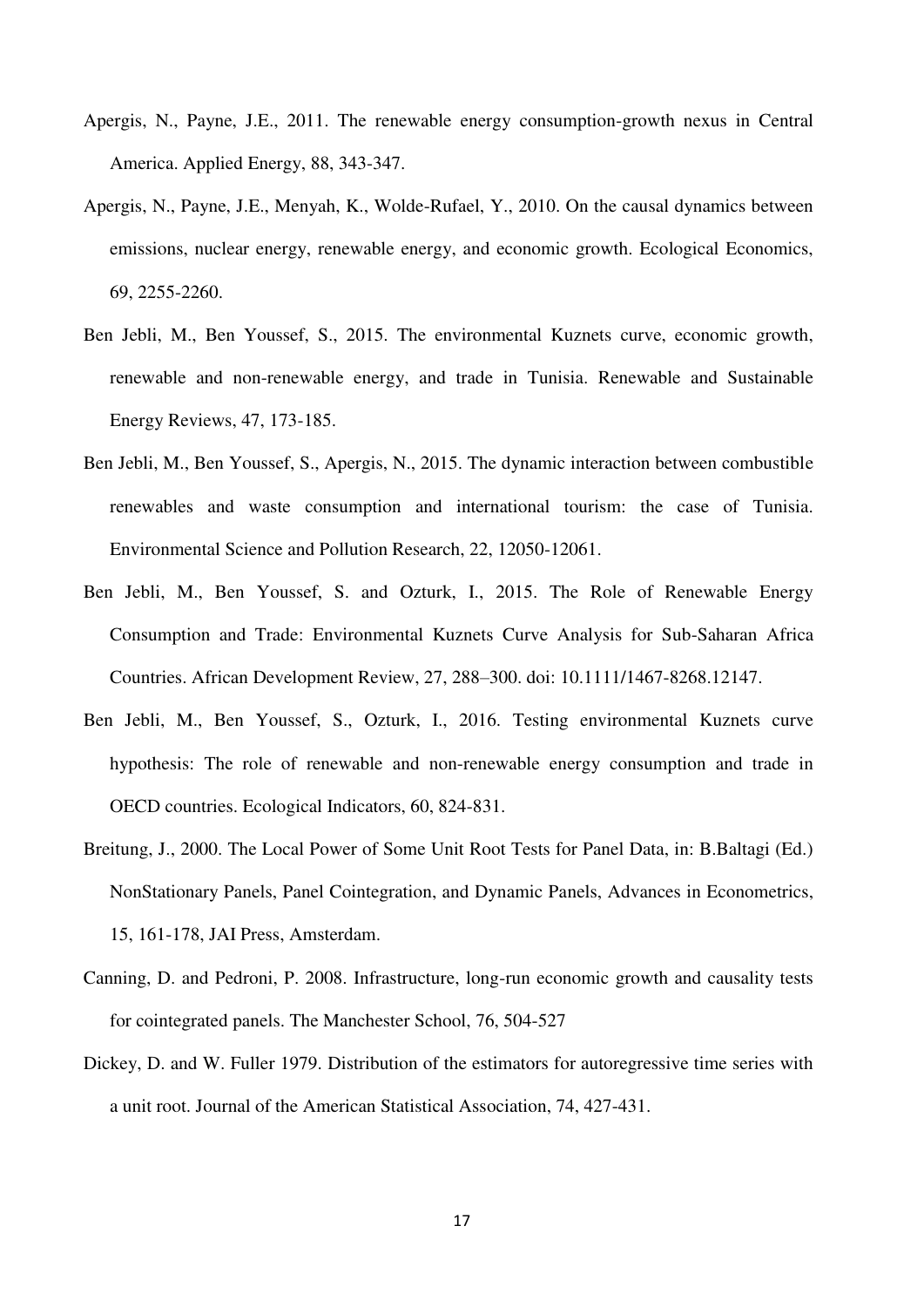Apergis, N., Payne, J.E., 2011. The renewable energy consumption-growth nexus in Central America. Applied Energy, 88, 343-347.

Apergis, N., Payne, J.E., Menyah, K., Wolde-Rufael, Y., 2010. On the causal dynamics between emissions, nuclear energy, renewable energy, and economic growth. Ecological Economics, 69, 2255-2260.

Ben Jebli, M., Ben Youssef, S., 2015. The environmental Kuznets curve, economic growth, renewable and non-renewable energy, and trade in Tunisia. Renewable and Sustainable Energy Reviews, 47, 173-185.

Ben Jebli, M., Ben Youssef, S., Apergis, N., 2015. The dynamic interaction between combustible renewables and waste consumption and international tourism: the case of Tunisia. Environmental Science and Pollution Research, 22, 12050-12061.

Ben Jebli, M., Ben Youssef, S. and Ozturk, I., 2015. The Role of Renewable Energy Consumption and Trade: Environmental Kuznets Curve Analysis for Sub-Saharan Africa Countries. African Development Review, 27, 288–300. doi: 10.1111/1467-8268.12147.

Ben Jebli, M., Ben Youssef, S., Ozturk, I., 2016. Testing environmental Kuznets curve hypothesis: The role of renewable and non-renewable energy consumption and trade in OECD countries. Ecological Indicators, 60, 824-831.

Breitung, J., 2000. The Local Power of Some Unit Root Tests for Panel Data, in: B.Baltagi (Ed.) NonStationary Panels, Panel Cointegration, and Dynamic Panels, Advances in Econometrics, 15, 161-178, JAI Press, Amsterdam.

Canning, D. and Pedroni, P. 2008. Infrastructure, long-run economic growth and causality tests for cointegrated panels. The Manchester School, 76, 504-527

Dickey, D. and W. Fuller 1979. Distribution of the estimators for autoregressive time series with a unit root. Journal of the American Statistical Association, 74, 427-431.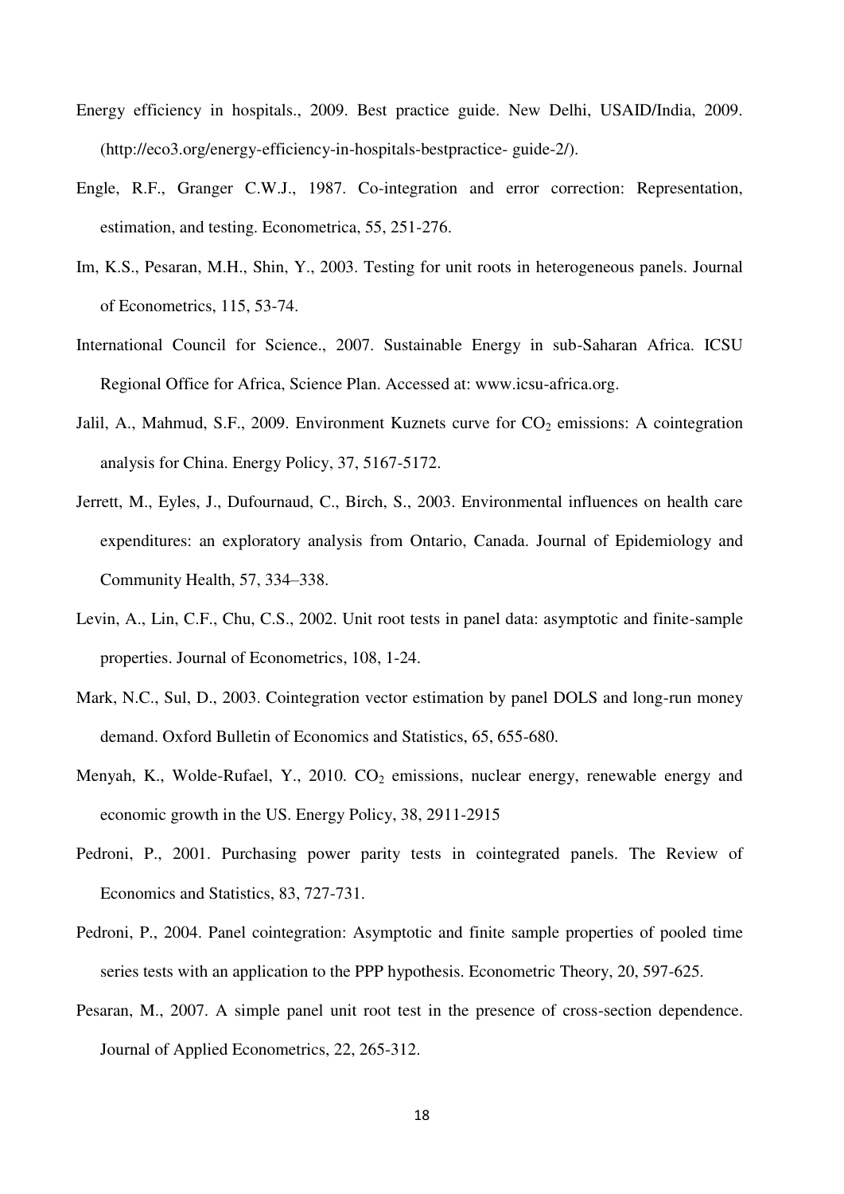Energy efficiency in hospitals., 2009. Best practice guide. New Delhi, USAID/India, 2009. (http://eco3.org/energy-efficiency-in-hospitals-bestpractice- guide-2/).

Engle, R.F., Granger C.W.J., 1987. Co-integration and error correction: Representation, estimation, and testing. Econometrica, 55, 251-276.

Im, K.S., Pesaran, M.H., Shin, Y., 2003. Testing for unit roots in heterogeneous panels. Journal of Econometrics, 115, 53-74.

International Council for Science., 2007. Sustainable Energy in sub-Saharan Africa. ICSU Regional Office for Africa, Science Plan. Accessed at: www.icsu-africa.org.

Jalil, A., Mahmud, S.F., 2009. Environment Kuznets curve for $CO_2$ emissions: A cointegration analysis for China. Energy Policy, 37, 5167-5172.

Jerrett, M., Eyles, J., Dufournaud, C., Birch, S., 2003. Environmental influences on health care expenditures: an exploratory analysis from Ontario, Canada. Journal of Epidemiology and Community Health, 57, 334–338.

Levin, A., Lin, C.F., Chu, C.S., 2002. Unit root tests in panel data: asymptotic and finite-sample properties. Journal of Econometrics, 108, 1-24.

Mark, N.C., Sul, D., 2003. Cointegration vector estimation by panel DOLS and long-run money demand. Oxford Bulletin of Economics and Statistics, 65, 655-680.

Menyah, K., Wolde-Rufael, Y., 2010. $CO_2$ emissions, nuclear energy, renewable energy and economic growth in the US. Energy Policy, 38, 2911-2915

Pedroni, P., 2001. Purchasing power parity tests in cointegrated panels. The Review of Economics and Statistics, 83, 727-731.

Pedroni, P., 2004. Panel cointegration: Asymptotic and finite sample properties of pooled time series tests with an application to the PPP hypothesis. Econometric Theory, 20, 597-625.

Pesaran, M., 2007. A simple panel unit root test in the presence of cross-section dependence. Journal of Applied Econometrics, 22, 265-312.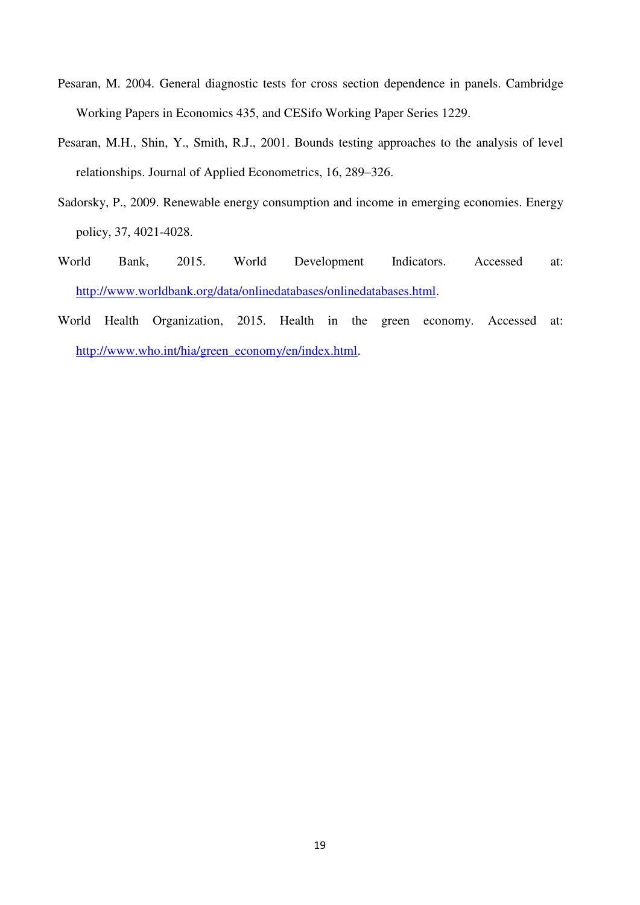Pesaran, M. 2004. General diagnostic tests for cross section dependence in panels. Cambridge Working Papers in Economics 435, and CESifo Working Paper Series 1229.

Pesaran, M.H., Shin, Y., Smith, R.J., 2001. Bounds testing approaches to the analysis of level relationships. Journal of Applied Econometrics, 16, 289–326.

Sadorsky, P., 2009. Renewable energy consumption and income in emerging economies. Energy policy, 37, 4021-4028.

World Bank, 2015. World Development Indicators. Accessed at: http://www.worldbank.org/data/onlinedatabases/onlinedatabases.html.

World Health Organization, 2015. Health in the green economy. Accessed at: http://www.who.int/hia/green_economy/en/index.html.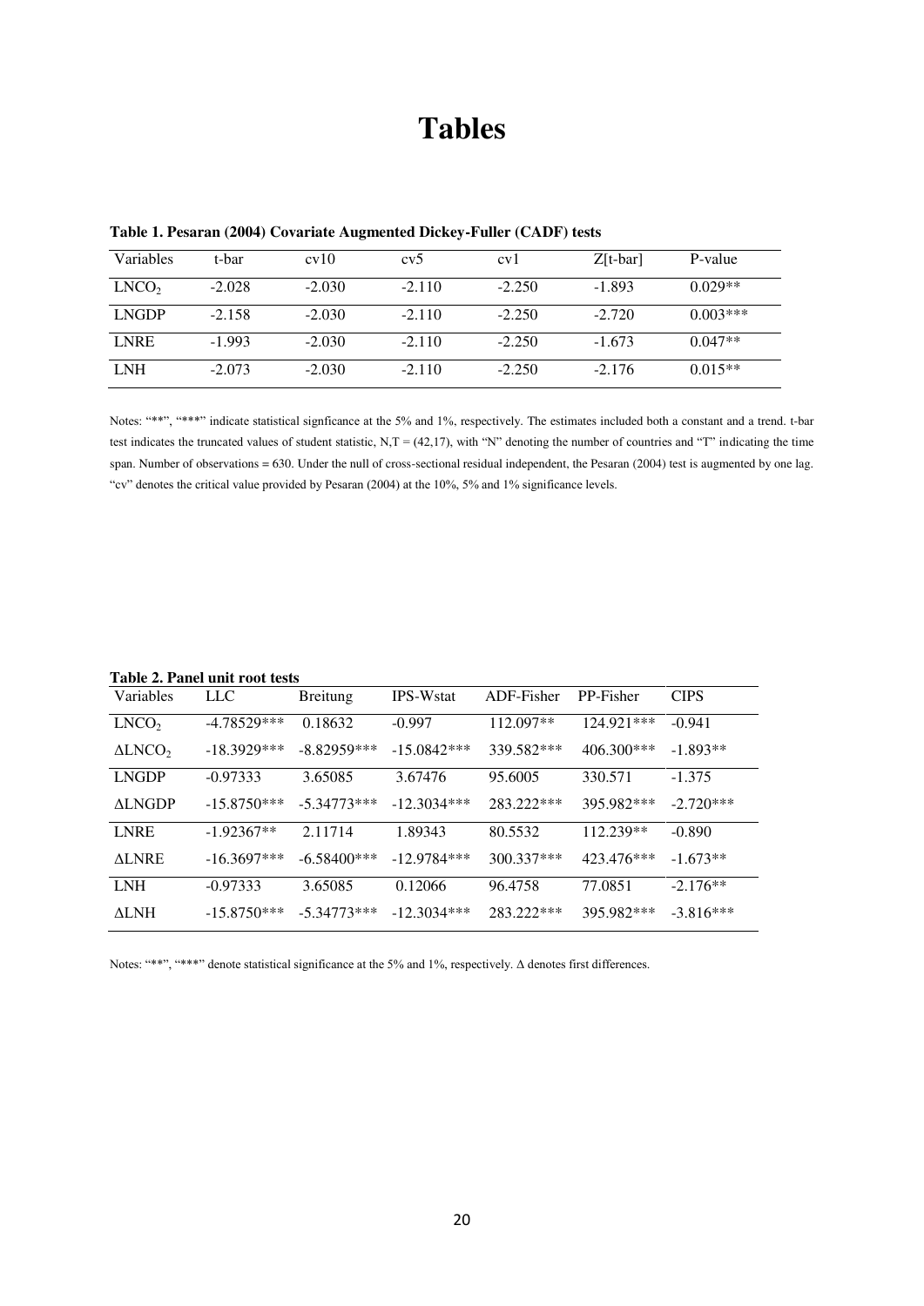# Tables

**Table 1. Pesaran (2004) Covariate Augmented Dickey-Fuller (CADF) tests**

| Variables | t-bar | cv10 | cv5 | cv1 | Z[t-bar] | P-value |
|---|---|---|---|---|---|---|
| $LNCO_2$ | -2.028 | -2.030 | -2.110 | -2.250 | -1.893 | 0.029** |
| LNGDP | -2.158 | -2.030 | -2.110 | -2.250 | -2.720 | 0.003*** |
| LNRE | -1.993 | -2.030 | -2.110 | -2.250 | -1.673 | 0.047** |
| LNH | -2.073 | -2.030 | -2.110 | -2.250 | -2.176 | 0.015** |

Notes: "**", "***" indicate statistical signficance at the 5% and 1%, respectively. The estimates included both a constant and a trend. t-bar test indicates the truncated values of student statistic, N,T = (42,17), with "N" denoting the number of countries and "T" indicating the time span. Number of observations = 630. Under the null of cross-sectional residual independent, the Pesaran (2004) test is augmented by one lag. "cv" denotes the critical value provided by Pesaran (2004) at the 10%, 5% and 1% significance levels.

**Table 2. Panel unit root tests**

| Variables | LLC | Breitung | IPS-Wstat | ADF-Fisher | PP-Fisher | CIPS |
|---|---|---|---|---|---|---|
| $LNCO_2$ | -4.78529*** | 0.18632 | -0.997 | 112.097** | 124.921*** | -0.941 |
| $\Delta LNCO_2$ | -18.3929*** | -8.82959*** | -15.0842*** | 339.582*** | 406.300*** | -1.893** |
| LNGDP | -0.97333 | 3.65085 | 3.67476 | 95.6005 | 330.571 | -1.375 |
| ΔLNGDP | -15.8750*** | -5.34773*** | -12.3034*** | 283.222*** | 395.982*** | -2.720*** |
| LNRE | -1.92367** | 2.11714 | 1.89343 | 80.5532 | 112.239** | -0.890 |
| ΔLNRE | -16.3697*** | -6.58400*** | -12.9784*** | 300.337*** | 423.476*** | -1.673** |
| LNH | -0.97333 | 3.65085 | 0.12066 | 96.4758 | 77.0851 | -2.176** |
| ΔLNH | -15.8750*** | -5.34773*** | -12.3034*** | 283.222*** | 395.982*** | -3.816*** |

Notes: "**", "***" denote statistical significance at the 5% and 1%, respectively. Δ denotes first differences.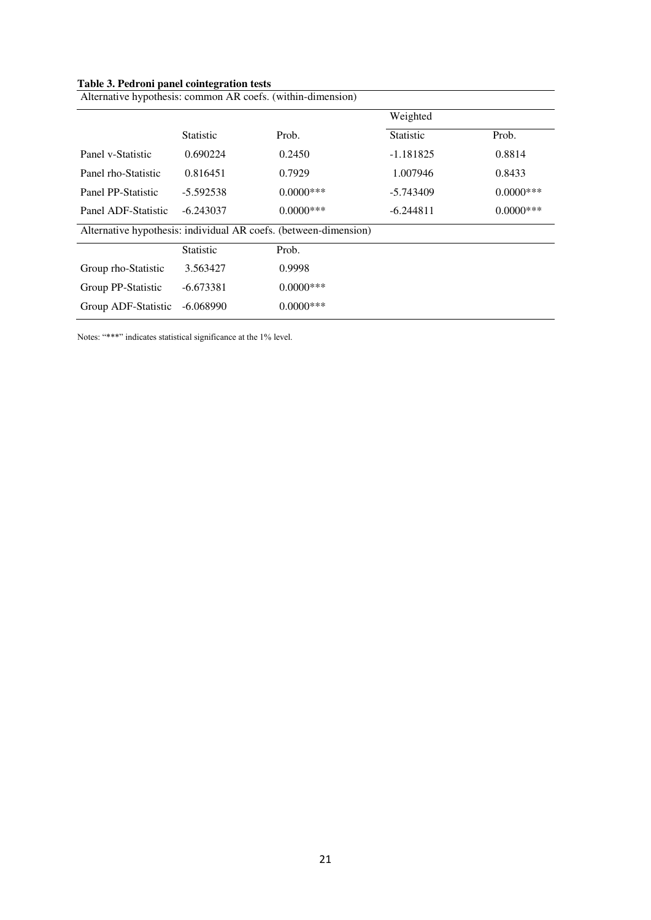**Table 3. Pedroni panel cointegration tests**

| Alternative hypothesis: common AR coefs. (within-dimension) | | | | |
|---|---|---|---|---|
| | | | Weighted | |
| | Statistic | Prob. | Statistic | Prob. |
| Panel v-Statistic | 0.690224 | 0.2450 | -1.181825 | 0.8814 |
| Panel rho-Statistic | 0.816451 | 0.7929 | 1.007946 | 0.8433 |
| Panel PP-Statistic | -5.592538 | 0.0000*** | -5.743409 | 0.0000*** |
| Panel ADF-Statistic | -6.243037 | 0.0000*** | -6.244811 | 0.0000*** |
| Alternative hypothesis: individual AR coefs. (between-dimension) | | | | |
| | Statistic | Prob. | | |
| Group rho-Statistic | 3.563427 | 0.9998 | | |
| Group PP-Statistic | -6.673381 | 0.0000*** | | |
| Group ADF-Statistic | -6.068990 | 0.0000*** | | |

Notes: "***" indicates statistical significance at the 1% level.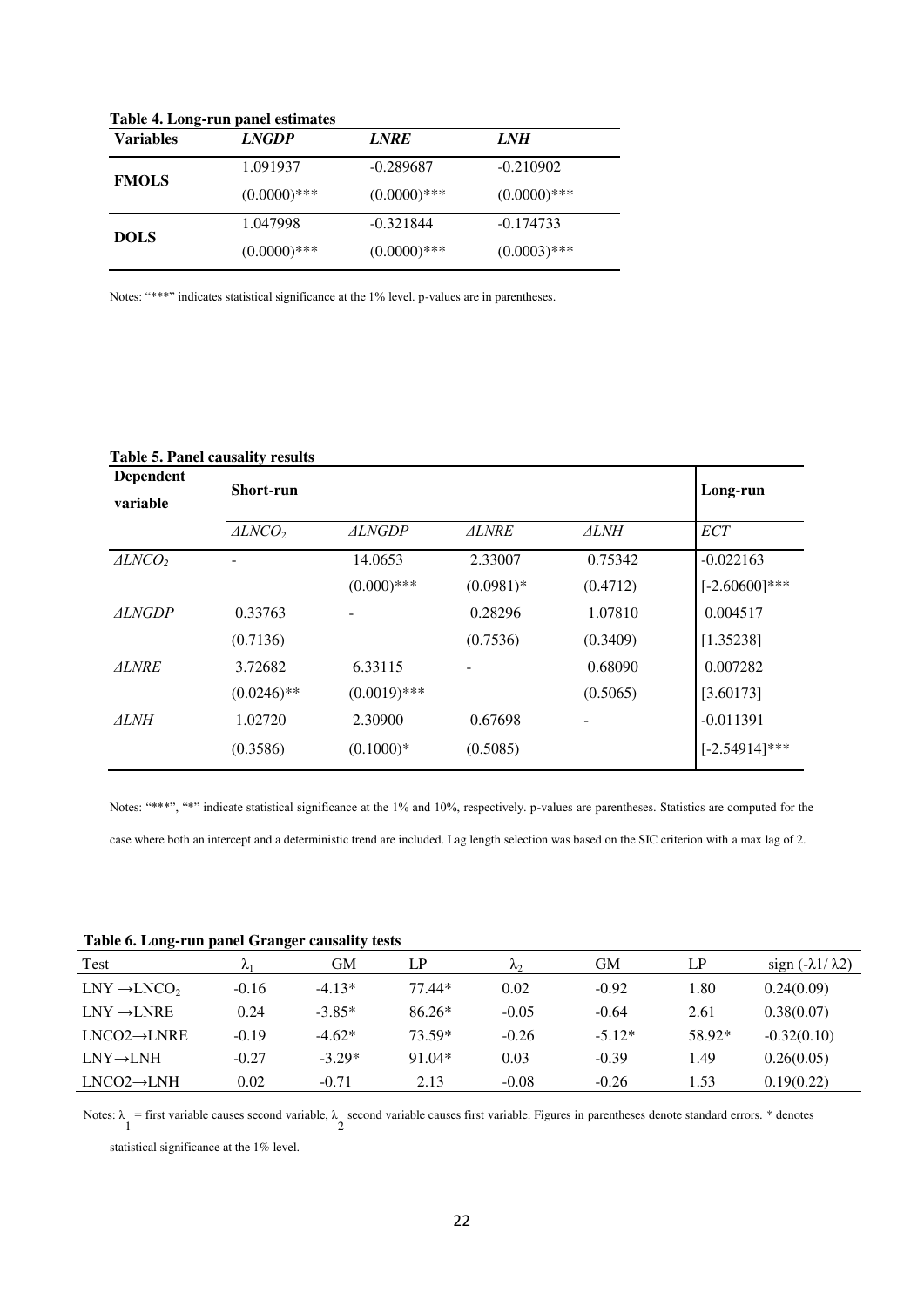**Table 4. Long-run panel estimates**

| Variables | *LNGDP* | *LNRE* | *LNH* |
|---|---|---|---|
| **FMOLS** | 1.091937 | -0.289687 | -0.210902 |
| | (0.0000)*** | (0.0000)*** | (0.0000)*** |
| **DOLS** | 1.047998 | -0.321844 | -0.174733 |
| | (0.0000)*** | (0.0000)*** | (0.0003)*** |

Notes: "***" indicates statistical significance at the 1% level. p-values are in parentheses.

**Table 5. Panel causality results**

| **Dependent variable** | **Short-run** | | | | **Long-run** |
|---|---|---|---|---|---|
| | *ΔLNCO$_2$* | *ΔLNGDP* | *ΔLNRE* | *ΔLNH* | *ECT* |
| *ΔLNCO$_2$* | - | 14.0653 | 2.33007 | 0.75342 | -0.022163 |
| | | (0.000)*** | (0.0981)* | (0.4712) | [-2.60600]*** |
| *ΔLNGDP* | 0.33763 | - | 0.28296 | 1.07810 | 0.004517 |
| | (0.7136) | | (0.7536) | (0.3409) | [1.35238] |
| *ΔLNRE* | 3.72682 | 6.33115 | - | 0.68090 | 0.007282 |
| | (0.0246)** | (0.0019)*** | | (0.5065) | [3.60173] |
| *ΔLNH* | 1.02720 | 2.30900 | 0.67698 | - | -0.011391 |
| | (0.3586) | (0.1000)* | (0.5085) | | [-2.54914]*** |

Notes: "***", "*" indicate statistical significance at the 1% and 10%, respectively. p-values are parentheses. Statistics are computed for the case where both an intercept and a deterministic trend are included. Lag length selection was based on the SIC criterion with a max lag of 2.

**Table 6. Long-run panel Granger causality tests**

| Test | $\lambda_1$ | GM | LP | $\lambda_2$ | GM | LP | sign ($-\lambda 1/\lambda 2$) |
|---|---|---|---|---|---|---|---|
| LNY →LNCO$_2$ | -0.16 | -4.13* | 77.44* | 0.02 | -0.92 | 1.80 | 0.24(0.09) |
| LNY →LNRE | 0.24 | -3.85* | 86.26* | -0.05 | -0.64 | 2.61 | 0.38(0.07) |
| LNCO2→LNRE | -0.19 | -4.62* | 73.59* | -0.26 | -5.12* | 58.92* | -0.32(0.10) |
| LNY→LNH | -0.27 | -3.29* | 91.04* | 0.03 | -0.39 | 1.49 | 0.26(0.05) |
| LNCO2→LNH | 0.02 | -0.71 | 2.13 | -0.08 | -0.26 | 1.53 | 0.19(0.22) |

Notes: $\lambda_1$ = first variable causes second variable, $\lambda_2$ second variable causes first variable. Figures in parentheses denote standard errors. * denotes statistical significance at the 1% level.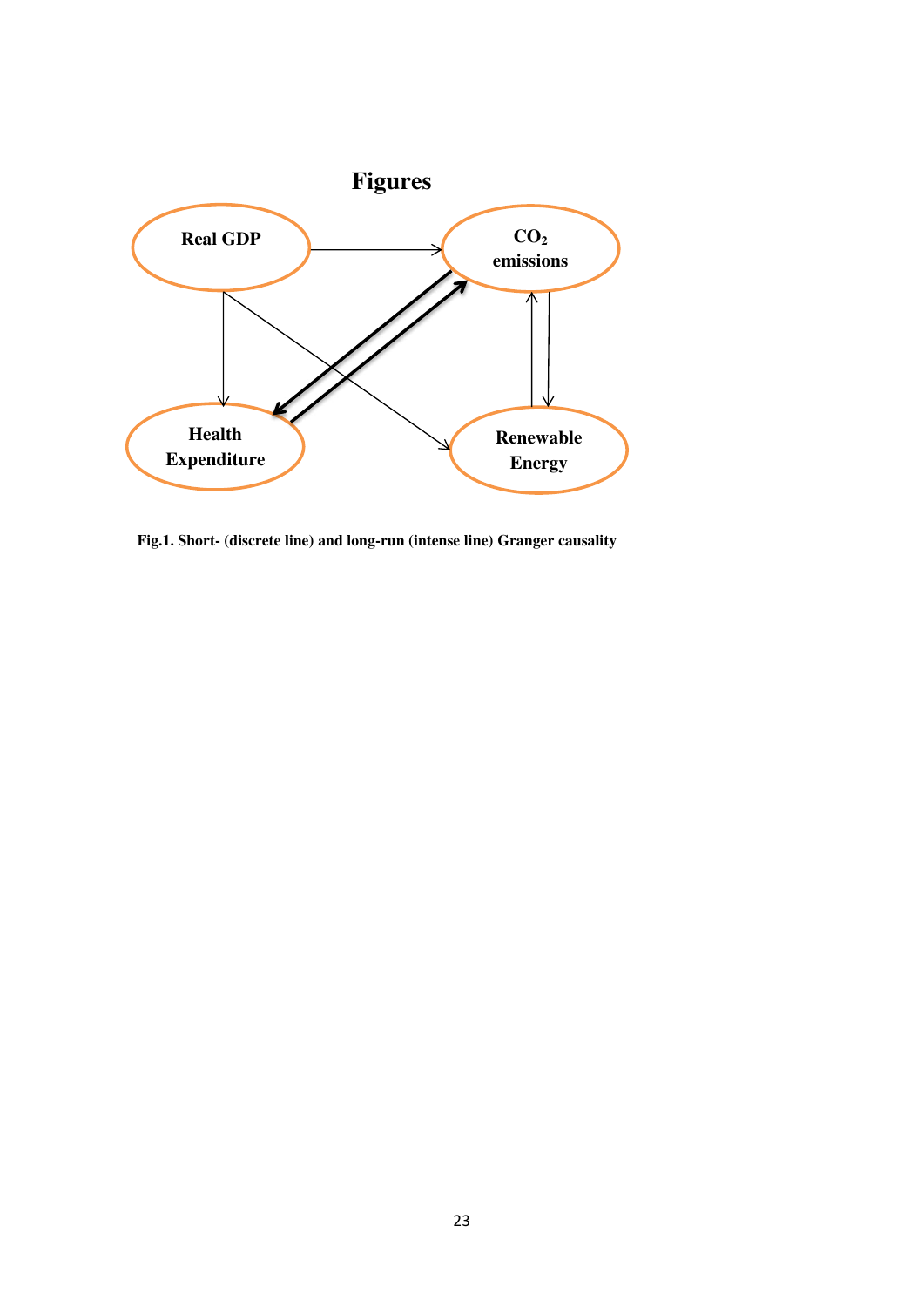# Figures

Real GDP

$CO_2$ emissions

Health Expenditure

Renewable Energy

**Fig.1. Short- (discrete line) and long-run (intense line) Granger causality**